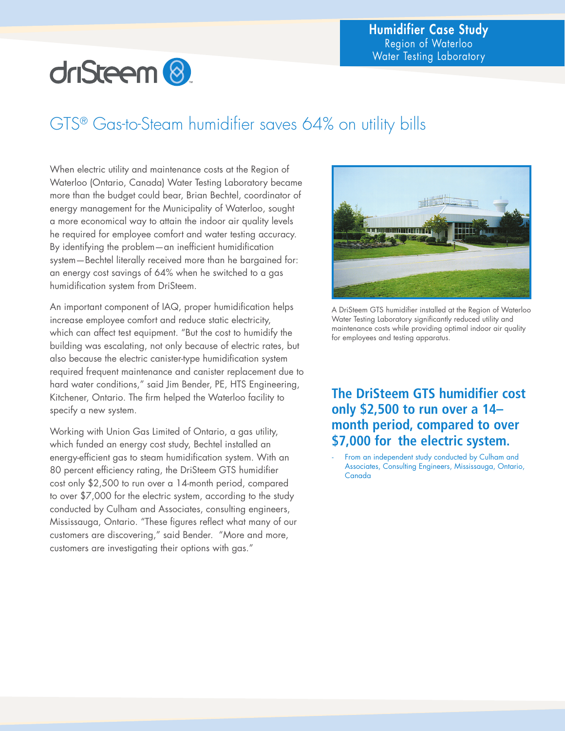**Humidifier Case Study**
Region of Waterloo
Water Testing Laboratory

driSteem

# GTS® Gas-to-Steam humidifier saves 64% on utility bills

When electric utility and maintenance costs at the Region of Waterloo (Ontario, Canada) Water Testing Laboratory became more than the budget could bear, Brian Bechtel, coordinator of energy management for the Municipality of Waterloo, sought a more economical way to attain the indoor air quality levels he required for employee comfort and water testing accuracy. By identifying the problem—an inefficient humidification system—Bechtel literally received more than he bargained for: an energy cost savings of 64% when he switched to a gas humidification system from DriSteem.

An important component of IAQ, proper humidification helps increase employee comfort and reduce static electricity, which can affect test equipment. "But the cost to humidify the building was escalating, not only because of electric rates, but also because the electric canister-type humidification system required frequent maintenance and canister replacement due to hard water conditions," said Jim Bender, PE, HTS Engineering, Kitchener, Ontario. The firm helped the Waterloo facility to specify a new system.

Working with Union Gas Limited of Ontario, a gas utility, which funded an energy cost study, Bechtel installed an energy-efficient gas to steam humidification system. With an 80 percent efficiency rating, the DriSteem GTS humidifier cost only $2,500 to run over a 14-month period, compared to over $7,000 for the electric system, according to the study conducted by Culham and Associates, consulting engineers, Mississauga, Ontario. "These figures reflect what many of our customers are discovering," said Bender. "More and more, customers are investigating their options with gas."

A DriSteem GTS humidifier installed at the Region of Waterloo Water Testing Laboratory significantly reduced utility and maintenance costs while providing optimal indoor air quality for employees and testing apparatus.

**The DriSteem GTS humidifier cost only $2,500 to run over a 14–month period, compared to over $7,000 for the electric system.**

- From an independent study conducted by Culham and Associates, Consulting Engineers, Mississauga, Ontario, Canada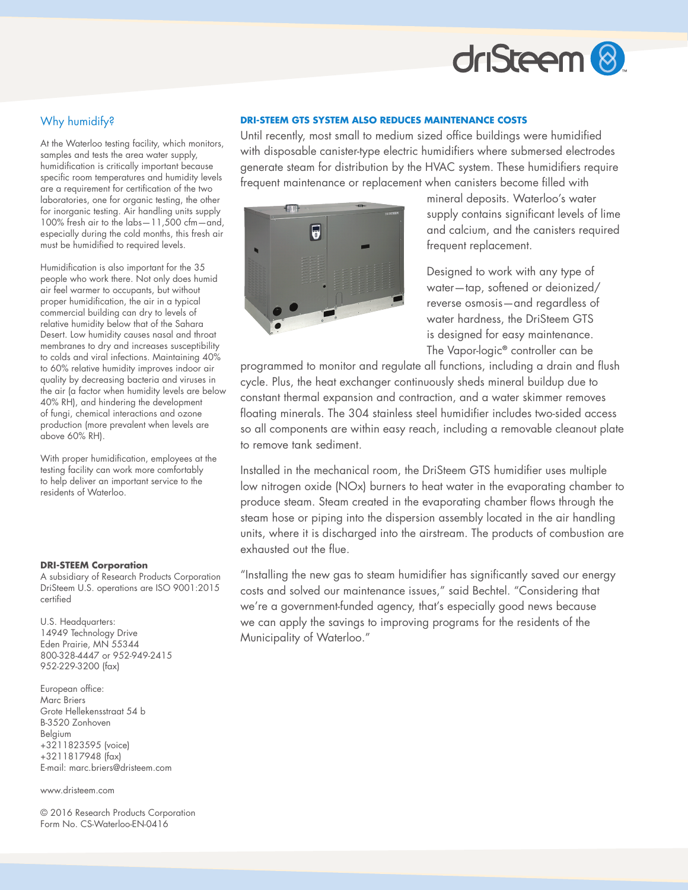## Why humidify?

At the Waterloo testing facility, which monitors, samples and tests the area water supply, humidification is critically important because specific room temperatures and humidity levels are a requirement for certification of the two laboratories, one for organic testing, the other for inorganic testing. Air handling units supply 100% fresh air to the labs—11,500 cfm—and, especially during the cold months, this fresh air must be humidified to required levels.

Humidification is also important for the 35 people who work there. Not only does humid air feel warmer to occupants, but without proper humidification, the air in a typical commercial building can dry to levels of relative humidity below that of the Sahara Desert. Low humidity causes nasal and throat membranes to dry and increases susceptibility to colds and viral infections. Maintaining 40% to 60% relative humidity improves indoor air quality by decreasing bacteria and viruses in the air (a factor when humidity levels are below 40% RH), and hindering the development of fungi, chemical interactions and ozone production (more prevalent when levels are above 60% RH).

With proper humidification, employees at the testing facility can work more comfortably to help deliver an important service to the residents of Waterloo.

**DRI-STEEM GTS SYSTEM ALSO REDUCES MAINTENANCE COSTS**

Until recently, most small to medium sized office buildings were humidified with disposable canister-type electric humidifiers where submersed electrodes generate steam for distribution by the HVAC system. These humidifiers require frequent maintenance or replacement when canisters become filled with mineral deposits. Waterloo's water supply contains significant levels of lime and calcium, and the canisters required frequent replacement.

Designed to work with any type of water—tap, softened or deionized/reverse osmosis—and regardless of water hardness, the DriSteem GTS is designed for easy maintenance. The Vapor-logic® controller can be programmed to monitor and regulate all functions, including a drain and flush cycle. Plus, the heat exchanger continuously sheds mineral buildup due to constant thermal expansion and contraction, and a water skimmer removes floating minerals. The 304 stainless steel humidifier includes two-sided access so all components are within easy reach, including a removable cleanout plate to remove tank sediment.

Installed in the mechanical room, the DriSteem GTS humidifier uses multiple low nitrogen oxide (NOx) burners to heat water in the evaporating chamber to produce steam. Steam created in the evaporating chamber flows through the steam hose or piping into the dispersion assembly located in the air handling units, where it is discharged into the airstream. The products of combustion are exhausted out the flue.

"Installing the new gas to steam humidifier has significantly saved our energy costs and solved our maintenance issues," said Bechtel. "Considering that we're a government-funded agency, that's especially good news because we can apply the savings to improving programs for the residents of the Municipality of Waterloo."

**DRI-STEEM Corporation**
A subsidiary of Research Products Corporation
DriSteem U.S. operations are ISO 9001:2015 certified

U.S. Headquarters:
14949 Technology Drive
Eden Prairie, MN 55344
800-328-4447 or 952-949-2415
952-229-3200 (fax)

European office:
Marc Briers
Grote Hellekensstraat 54 b
B-3520 Zonhoven
Belgium
+3211823595 (voice)
+3211817948 (fax)
E-mail: marc.briers@dristeem.com

www.dristeem.com

© 2016 Research Products Corporation
Form No. CS-Waterloo-EN-0416